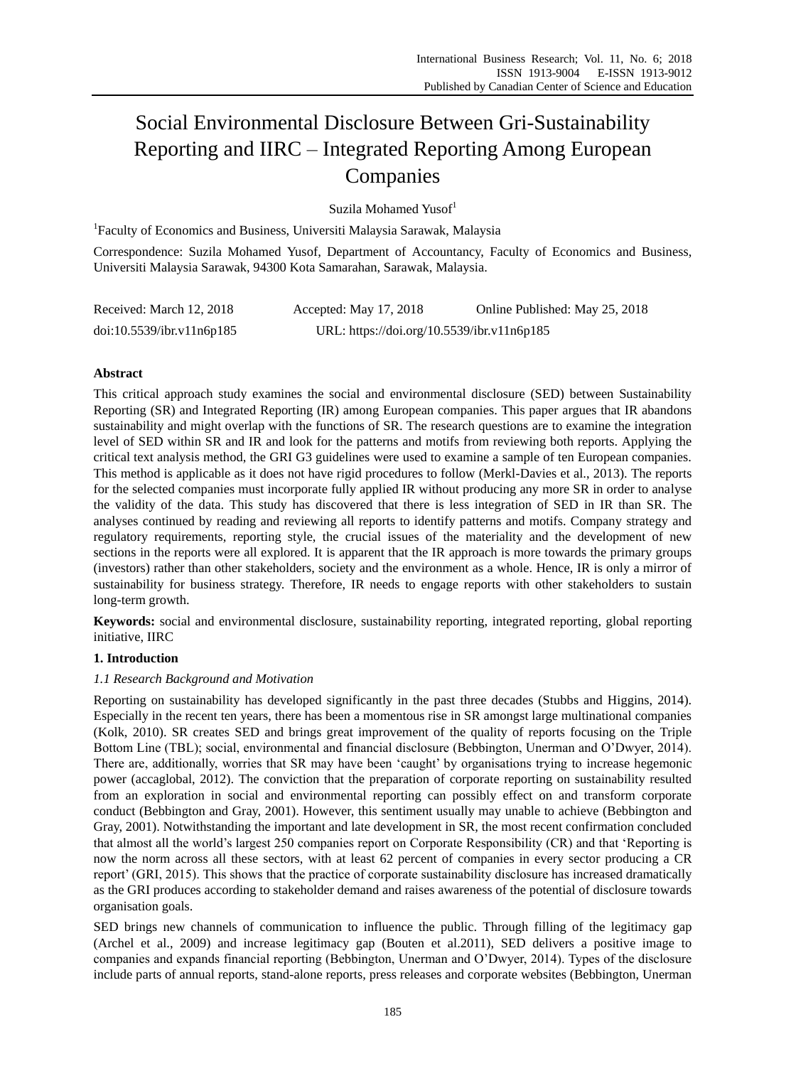# Social Environmental Disclosure Between Gri-Sustainability Reporting and IIRC – Integrated Reporting Among European Companies

Suzila Mohamed Yusof[1]

[1]Faculty of Economics and Business, Universiti Malaysia Sarawak, Malaysia

Correspondence: Suzila Mohamed Yusof, Department of Accountancy, Faculty of Economics and Business, Universiti Malaysia Sarawak, 94300 Kota Samarahan, Sarawak, Malaysia.

Received: March 12, 2018 Accepted: May 17, 2018 Online Published: May 25, 2018

doi:10.5539/ibr.v11n6p185 URL: https://doi.org/10.5539/ibr.v11n6p185

## Abstract

This critical approach study examines the social and environmental disclosure (SED) between Sustainability Reporting (SR) and Integrated Reporting (IR) among European companies. This paper argues that IR abandons sustainability and might overlap with the functions of SR. The research questions are to examine the integration level of SED within SR and IR and look for the patterns and motifs from reviewing both reports. Applying the critical text analysis method, the GRI G3 guidelines were used to examine a sample of ten European companies. This method is applicable as it does not have rigid procedures to follow (Merkl-Davies et al., 2013). The reports for the selected companies must incorporate fully applied IR without producing any more SR in order to analyse the validity of the data. This study has discovered that there is less integration of SED in IR than SR. The analyses continued by reading and reviewing all reports to identify patterns and motifs. Company strategy and regulatory requirements, reporting style, the crucial issues of the materiality and the development of new sections in the reports were all explored. It is apparent that the IR approach is more towards the primary groups (investors) rather than other stakeholders, society and the environment as a whole. Hence, IR is only a mirror of sustainability for business strategy. Therefore, IR needs to engage reports with other stakeholders to sustain long-term growth.

**Keywords:** social and environmental disclosure, sustainability reporting, integrated reporting, global reporting initiative, IIRC

## 1. Introduction

### *1.1 Research Background and Motivation*

Reporting on sustainability has developed significantly in the past three decades (Stubbs and Higgins, 2014). Especially in the recent ten years, there has been a momentous rise in SR amongst large multinational companies (Kolk, 2010). SR creates SED and brings great improvement of the quality of reports focusing on the Triple Bottom Line (TBL); social, environmental and financial disclosure (Bebbington, Unerman and O'Dwyer, 2014). There are, additionally, worries that SR may have been 'caught' by organisations trying to increase hegemonic power (accaglobal, 2012). The conviction that the preparation of corporate reporting on sustainability resulted from an exploration in social and environmental reporting can possibly effect on and transform corporate conduct (Bebbington and Gray, 2001). However, this sentiment usually may unable to achieve (Bebbington and Gray, 2001). Notwithstanding the important and late development in SR, the most recent confirmation concluded that almost all the world's largest 250 companies report on Corporate Responsibility (CR) and that 'Reporting is now the norm across all these sectors, with at least 62 percent of companies in every sector producing a CR report' (GRI, 2015). This shows that the practice of corporate sustainability disclosure has increased dramatically as the GRI produces according to stakeholder demand and raises awareness of the potential of disclosure towards organisation goals.

SED brings new channels of communication to influence the public. Through filling of the legitimacy gap (Archel et al., 2009) and increase legitimacy gap (Bouten et al.2011), SED delivers a positive image to companies and expands financial reporting (Bebbington, Unerman and O'Dwyer, 2014). Types of the disclosure include parts of annual reports, stand-alone reports, press releases and corporate websites (Bebbington, Unerman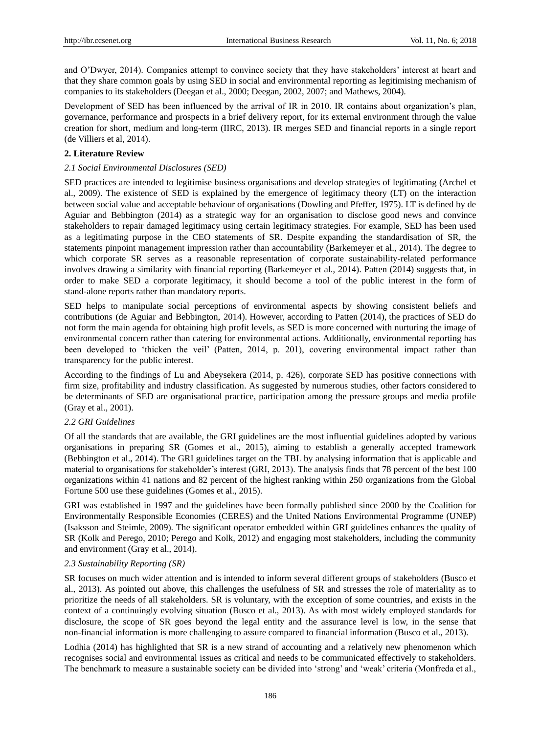and O'Dwyer, 2014). Companies attempt to convince society that they have stakeholders' interest at heart and that they share common goals by using SED in social and environmental reporting as legitimising mechanism of companies to its stakeholders (Deegan et al., 2000; Deegan, 2002, 2007; and Mathews, 2004).

Development of SED has been influenced by the arrival of IR in 2010. IR contains about organization's plan, governance, performance and prospects in a brief delivery report, for its external environment through the value creation for short, medium and long-term (IIRC, 2013). IR merges SED and financial reports in a single report (de Villiers et al, 2014).

## 2. Literature Review

### *2.1 Social Environmental Disclosures (SED)*

SED practices are intended to legitimise business organisations and develop strategies of legitimating (Archel et al., 2009). The existence of SED is explained by the emergence of legitimacy theory (LT) on the interaction between social value and acceptable behaviour of organisations (Dowling and Pfeffer, 1975). LT is defined by de Aguiar and Bebbington (2014) as a strategic way for an organisation to disclose good news and convince stakeholders to repair damaged legitimacy using certain legitimacy strategies. For example, SED has been used as a legitimating purpose in the CEO statements of SR. Despite expanding the standardisation of SR, the statements pinpoint management impression rather than accountability (Barkemeyer et al., 2014). The degree to which corporate SR serves as a reasonable representation of corporate sustainability-related performance involves drawing a similarity with financial reporting (Barkemeyer et al., 2014). Patten (2014) suggests that, in order to make SED a corporate legitimacy, it should become a tool of the public interest in the form of stand-alone reports rather than mandatory reports.

SED helps to manipulate social perceptions of environmental aspects by showing consistent beliefs and contributions (de Aguiar and Bebbington, 2014). However, according to Patten (2014), the practices of SED do not form the main agenda for obtaining high profit levels, as SED is more concerned with nurturing the image of environmental concern rather than catering for environmental actions. Additionally, environmental reporting has been developed to 'thicken the veil' (Patten, 2014, p. 201), covering environmental impact rather than transparency for the public interest.

According to the findings of Lu and Abeysekera (2014, p. 426), corporate SED has positive connections with firm size, profitability and industry classification. As suggested by numerous studies, other factors considered to be determinants of SED are organisational practice, participation among the pressure groups and media profile (Gray et al., 2001).

### *2.2 GRI Guidelines*

Of all the standards that are available, the GRI guidelines are the most influential guidelines adopted by various organisations in preparing SR (Gomes et al., 2015), aiming to establish a generally accepted framework (Bebbington et al., 2014). The GRI guidelines target on the TBL by analysing information that is applicable and material to organisations for stakeholder's interest (GRI, 2013). The analysis finds that 78 percent of the best 100 organizations within 41 nations and 82 percent of the highest ranking within 250 organizations from the Global Fortune 500 use these guidelines (Gomes et al., 2015).

GRI was established in 1997 and the guidelines have been formally published since 2000 by the Coalition for Environmentally Responsible Economies (CERES) and the United Nations Environmental Programme (UNEP) (Isaksson and Steimle, 2009). The significant operator embedded within GRI guidelines enhances the quality of SR (Kolk and Perego, 2010; Perego and Kolk, 2012) and engaging most stakeholders, including the community and environment (Gray et al., 2014).

### *2.3 Sustainability Reporting (SR)*

SR focuses on much wider attention and is intended to inform several different groups of stakeholders (Busco et al., 2013). As pointed out above, this challenges the usefulness of SR and stresses the role of materiality as to prioritize the needs of all stakeholders. SR is voluntary, with the exception of some countries, and exists in the context of a continuingly evolving situation (Busco et al., 2013). As with most widely employed standards for disclosure, the scope of SR goes beyond the legal entity and the assurance level is low, in the sense that non-financial information is more challenging to assure compared to financial information (Busco et al., 2013).

Lodhia (2014) has highlighted that SR is a new strand of accounting and a relatively new phenomenon which recognises social and environmental issues as critical and needs to be communicated effectively to stakeholders. The benchmark to measure a sustainable society can be divided into 'strong' and 'weak' criteria (Monfreda et al.,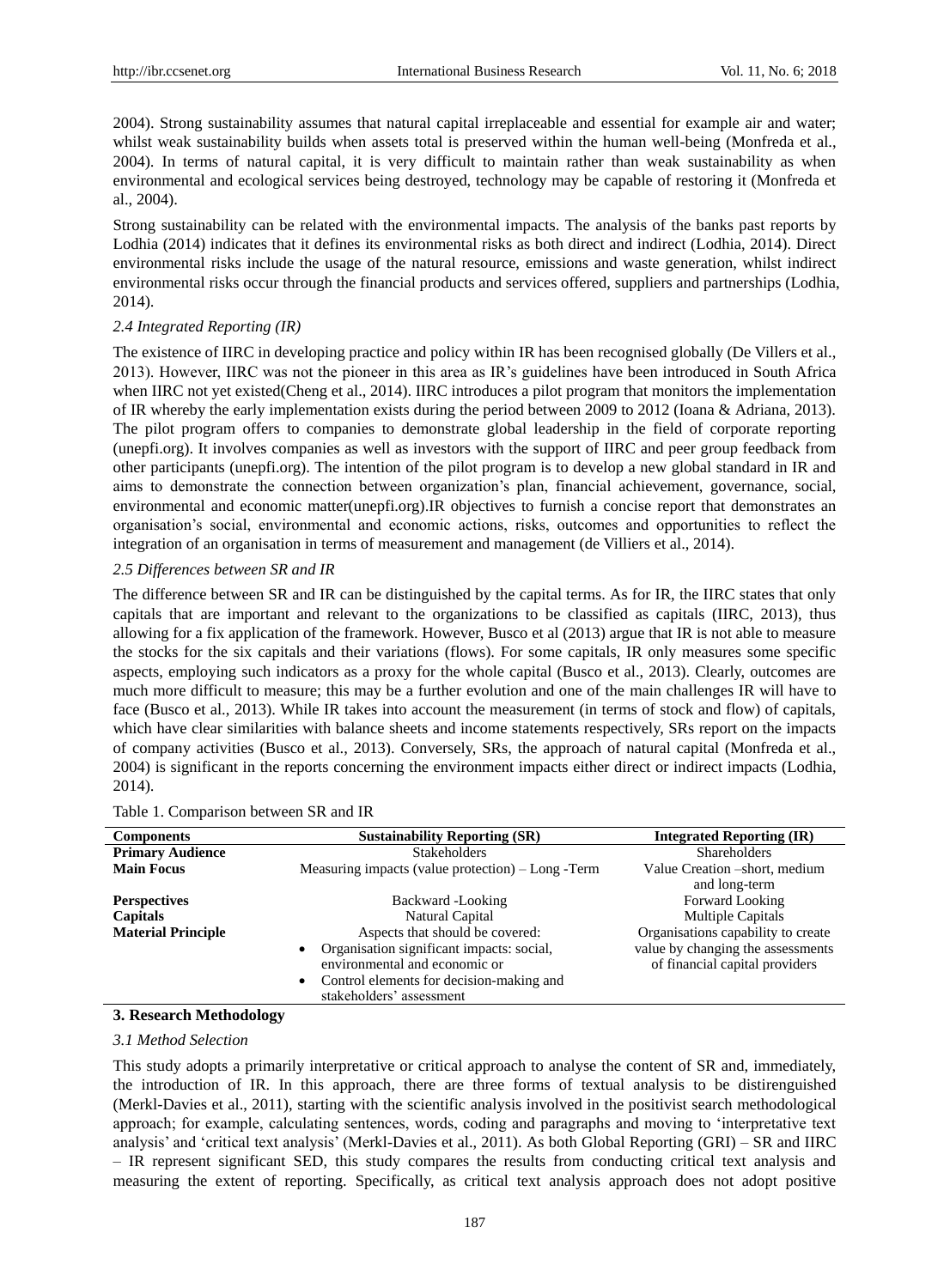2004). Strong sustainability assumes that natural capital irreplaceable and essential for example air and water; whilst weak sustainability builds when assets total is preserved within the human well-being (Monfreda et al., 2004). In terms of natural capital, it is very difficult to maintain rather than weak sustainability as when environmental and ecological services being destroyed, technology may be capable of restoring it (Monfreda et al., 2004).

Strong sustainability can be related with the environmental impacts. The analysis of the banks past reports by Lodhia (2014) indicates that it defines its environmental risks as both direct and indirect (Lodhia, 2014). Direct environmental risks include the usage of the natural resource, emissions and waste generation, whilst indirect environmental risks occur through the financial products and services offered, suppliers and partnerships (Lodhia, 2014).

### *2.4 Integrated Reporting (IR)*

The existence of IIRC in developing practice and policy within IR has been recognised globally (De Villers et al., 2013). However, IIRC was not the pioneer in this area as IR's guidelines have been introduced in South Africa when IIRC not yet existed(Cheng et al., 2014). IIRC introduces a pilot program that monitors the implementation of IR whereby the early implementation exists during the period between 2009 to 2012 (Ioana & Adriana, 2013). The pilot program offers to companies to demonstrate global leadership in the field of corporate reporting (unepfi.org). It involves companies as well as investors with the support of IIRC and peer group feedback from other participants (unepfi.org). The intention of the pilot program is to develop a new global standard in IR and aims to demonstrate the connection between organization's plan, financial achievement, governance, social, environmental and economic matter(unepfi.org).IR objectives to furnish a concise report that demonstrates an organisation's social, environmental and economic actions, risks, outcomes and opportunities to reflect the integration of an organisation in terms of measurement and management (de Villiers et al., 2014).

### *2.5 Differences between SR and IR*

The difference between SR and IR can be distinguished by the capital terms. As for IR, the IIRC states that only capitals that are important and relevant to the organizations to be classified as capitals (IIRC, 2013), thus allowing for a fix application of the framework. However, Busco et al (2013) argue that IR is not able to measure the stocks for the six capitals and their variations (flows). For some capitals, IR only measures some specific aspects, employing such indicators as a proxy for the whole capital (Busco et al., 2013). Clearly, outcomes are much more difficult to measure; this may be a further evolution and one of the main challenges IR will have to face (Busco et al., 2013). While IR takes into account the measurement (in terms of stock and flow) of capitals, which have clear similarities with balance sheets and income statements respectively, SRs report on the impacts of company activities (Busco et al., 2013). Conversely, SRs, the approach of natural capital (Monfreda et al., 2004) is significant in the reports concerning the environment impacts either direct or indirect impacts (Lodhia, 2014).

Table 1. Comparison between SR and IR

| Components | Sustainability Reporting (SR) | Integrated Reporting (IR) |
|---|---|---|
| **Primary Audience** | Stakeholders | Shareholders |
| **Main Focus** | Measuring impacts (value protection) – Long -Term | Value Creation –short, medium and long-term |
| **Perspectives** | Backward -Looking | Forward Looking |
| **Capitals** | Natural Capital | Multiple Capitals |
| **Material Principle** | Aspects that should be covered: • Organisation significant impacts: social, environmental and economic or • Control elements for decision-making and stakeholders' assessment | Organisations capability to create value by changing the assessments of financial capital providers |

## 3. Research Methodology

### *3.1 Method Selection*

This study adopts a primarily interpretative or critical approach to analyse the content of SR and, immediately, the introduction of IR. In this approach, there are three forms of textual analysis to be distirenguished (Merkl-Davies et al., 2011), starting with the scientific analysis involved in the positivist search methodological approach; for example, calculating sentences, words, coding and paragraphs and moving to 'interpretative text analysis' and 'critical text analysis' (Merkl-Davies et al., 2011). As both Global Reporting (GRI) – SR and IIRC – IR represent significant SED, this study compares the results from conducting critical text analysis and measuring the extent of reporting. Specifically, as critical text analysis approach does not adopt positive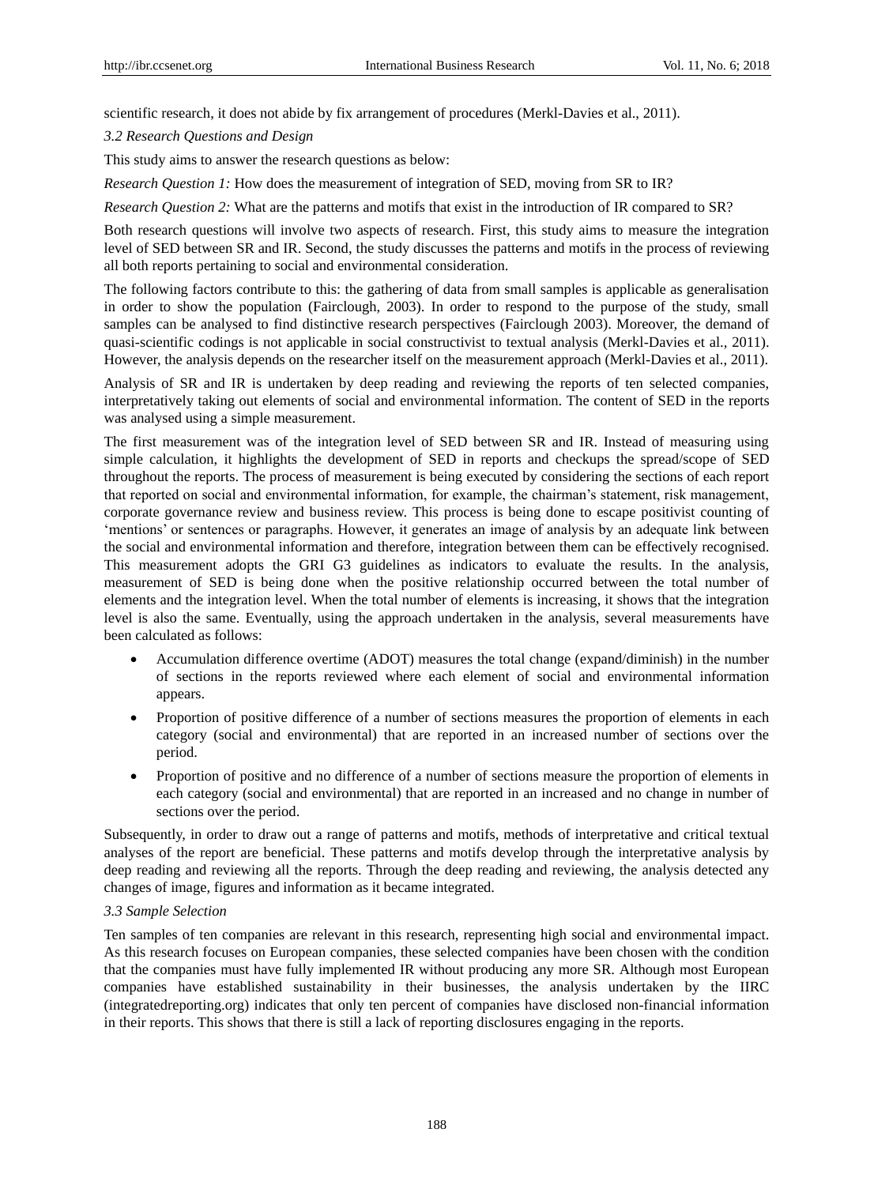scientific research, it does not abide by fix arrangement of procedures (Merkl-Davies et al., 2011).

### *3.2 Research Questions and Design*

This study aims to answer the research questions as below:

*Research Question 1:* How does the measurement of integration of SED, moving from SR to IR?

*Research Question 2:* What are the patterns and motifs that exist in the introduction of IR compared to SR?

Both research questions will involve two aspects of research. First, this study aims to measure the integration level of SED between SR and IR. Second, the study discusses the patterns and motifs in the process of reviewing all both reports pertaining to social and environmental consideration.

The following factors contribute to this: the gathering of data from small samples is applicable as generalisation in order to show the population (Fairclough, 2003). In order to respond to the purpose of the study, small samples can be analysed to find distinctive research perspectives (Fairclough 2003). Moreover, the demand of quasi-scientific codings is not applicable in social constructivist to textual analysis (Merkl-Davies et al., 2011). However, the analysis depends on the researcher itself on the measurement approach (Merkl-Davies et al., 2011).

Analysis of SR and IR is undertaken by deep reading and reviewing the reports of ten selected companies, interpretatively taking out elements of social and environmental information. The content of SED in the reports was analysed using a simple measurement.

The first measurement was of the integration level of SED between SR and IR. Instead of measuring using simple calculation, it highlights the development of SED in reports and checkups the spread/scope of SED throughout the reports. The process of measurement is being executed by considering the sections of each report that reported on social and environmental information, for example, the chairman's statement, risk management, corporate governance review and business review. This process is being done to escape positivist counting of 'mentions' or sentences or paragraphs. However, it generates an image of analysis by an adequate link between the social and environmental information and therefore, integration between them can be effectively recognised. This measurement adopts the GRI G3 guidelines as indicators to evaluate the results. In the analysis, measurement of SED is being done when the positive relationship occurred between the total number of elements and the integration level. When the total number of elements is increasing, it shows that the integration level is also the same. Eventually, using the approach undertaken in the analysis, several measurements have been calculated as follows:

- Accumulation difference overtime (ADOT) measures the total change (expand/diminish) in the number of sections in the reports reviewed where each element of social and environmental information appears.
- Proportion of positive difference of a number of sections measures the proportion of elements in each category (social and environmental) that are reported in an increased number of sections over the period.
- Proportion of positive and no difference of a number of sections measure the proportion of elements in each category (social and environmental) that are reported in an increased and no change in number of sections over the period.

Subsequently, in order to draw out a range of patterns and motifs, methods of interpretative and critical textual analyses of the report are beneficial. These patterns and motifs develop through the interpretative analysis by deep reading and reviewing all the reports. Through the deep reading and reviewing, the analysis detected any changes of image, figures and information as it became integrated.

### *3.3 Sample Selection*

Ten samples of ten companies are relevant in this research, representing high social and environmental impact. As this research focuses on European companies, these selected companies have been chosen with the condition that the companies must have fully implemented IR without producing any more SR. Although most European companies have established sustainability in their businesses, the analysis undertaken by the IIRC (integratedreporting.org) indicates that only ten percent of companies have disclosed non-financial information in their reports. This shows that there is still a lack of reporting disclosures engaging in the reports.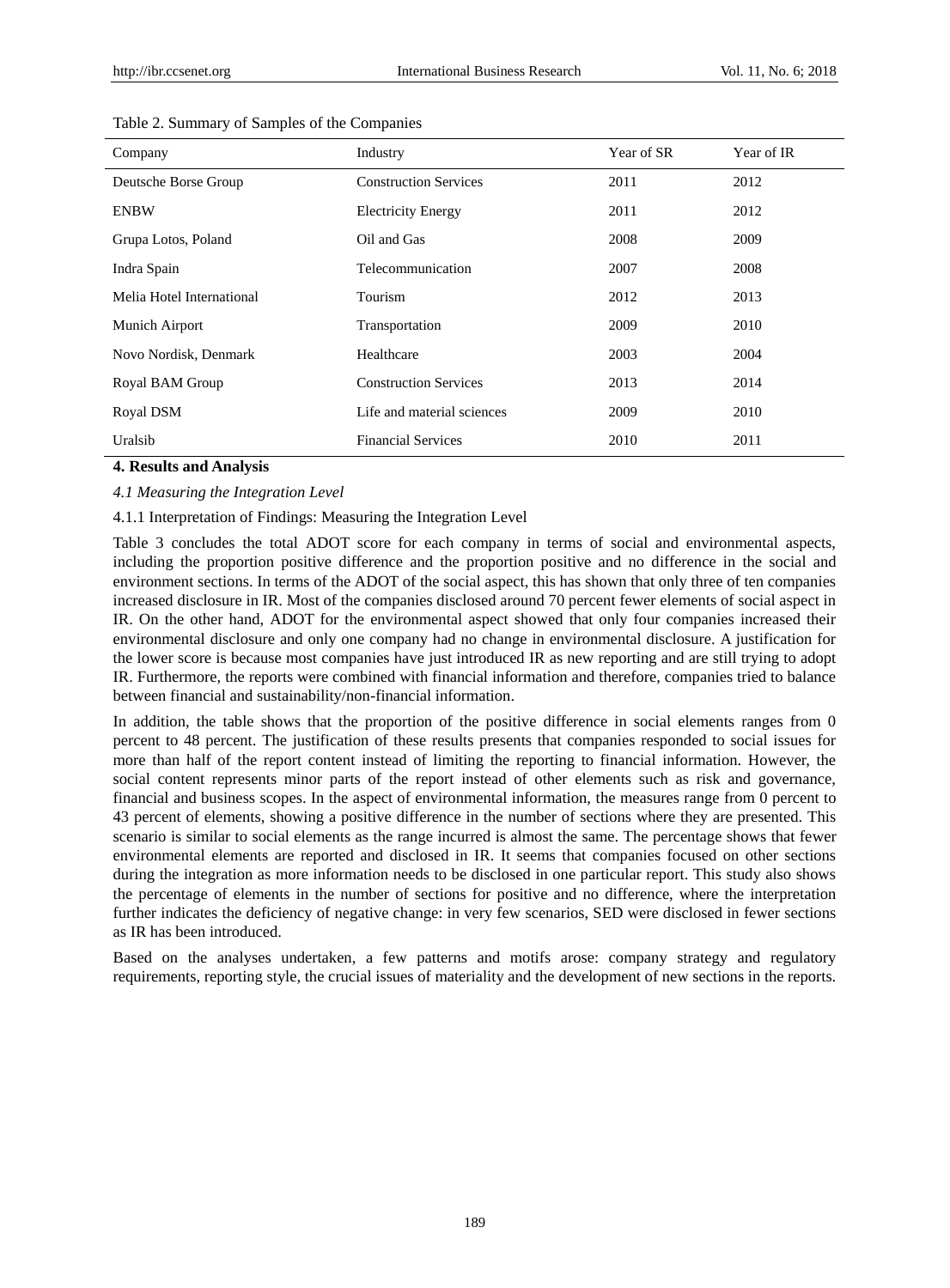Table 2. Summary of Samples of the Companies

| Company | Industry | Year of SR | Year of IR |
|---|---|---|---|
| Deutsche Borse Group | Construction Services | 2011 | 2012 |
| ENBW | Electricity Energy | 2011 | 2012 |
| Grupa Lotos, Poland | Oil and Gas | 2008 | 2009 |
| Indra Spain | Telecommunication | 2007 | 2008 |
| Melia Hotel International | Tourism | 2012 | 2013 |
| Munich Airport | Transportation | 2009 | 2010 |
| Novo Nordisk, Denmark | Healthcare | 2003 | 2004 |
| Royal BAM Group | Construction Services | 2013 | 2014 |
| Royal DSM | Life and material sciences | 2009 | 2010 |
| Uralsib | Financial Services | 2010 | 2011 |

## 4. Results and Analysis

### *4.1 Measuring the Integration Level*

#### 4.1.1 Interpretation of Findings: Measuring the Integration Level

Table 3 concludes the total ADOT score for each company in terms of social and environmental aspects, including the proportion positive difference and the proportion positive and no difference in the social and environment sections. In terms of the ADOT of the social aspect, this has shown that only three of ten companies increased disclosure in IR. Most of the companies disclosed around 70 percent fewer elements of social aspect in IR. On the other hand, ADOT for the environmental aspect showed that only four companies increased their environmental disclosure and only one company had no change in environmental disclosure. A justification for the lower score is because most companies have just introduced IR as new reporting and are still trying to adopt IR. Furthermore, the reports were combined with financial information and therefore, companies tried to balance between financial and sustainability/non-financial information.

In addition, the table shows that the proportion of the positive difference in social elements ranges from 0 percent to 48 percent. The justification of these results presents that companies responded to social issues for more than half of the report content instead of limiting the reporting to financial information. However, the social content represents minor parts of the report instead of other elements such as risk and governance, financial and business scopes. In the aspect of environmental information, the measures range from 0 percent to 43 percent of elements, showing a positive difference in the number of sections where they are presented. This scenario is similar to social elements as the range incurred is almost the same. The percentage shows that fewer environmental elements are reported and disclosed in IR. It seems that companies focused on other sections during the integration as more information needs to be disclosed in one particular report. This study also shows the percentage of elements in the number of sections for positive and no difference, where the interpretation further indicates the deficiency of negative change: in very few scenarios, SED were disclosed in fewer sections as IR has been introduced.

Based on the analyses undertaken, a few patterns and motifs arose: company strategy and regulatory requirements, reporting style, the crucial issues of materiality and the development of new sections in the reports.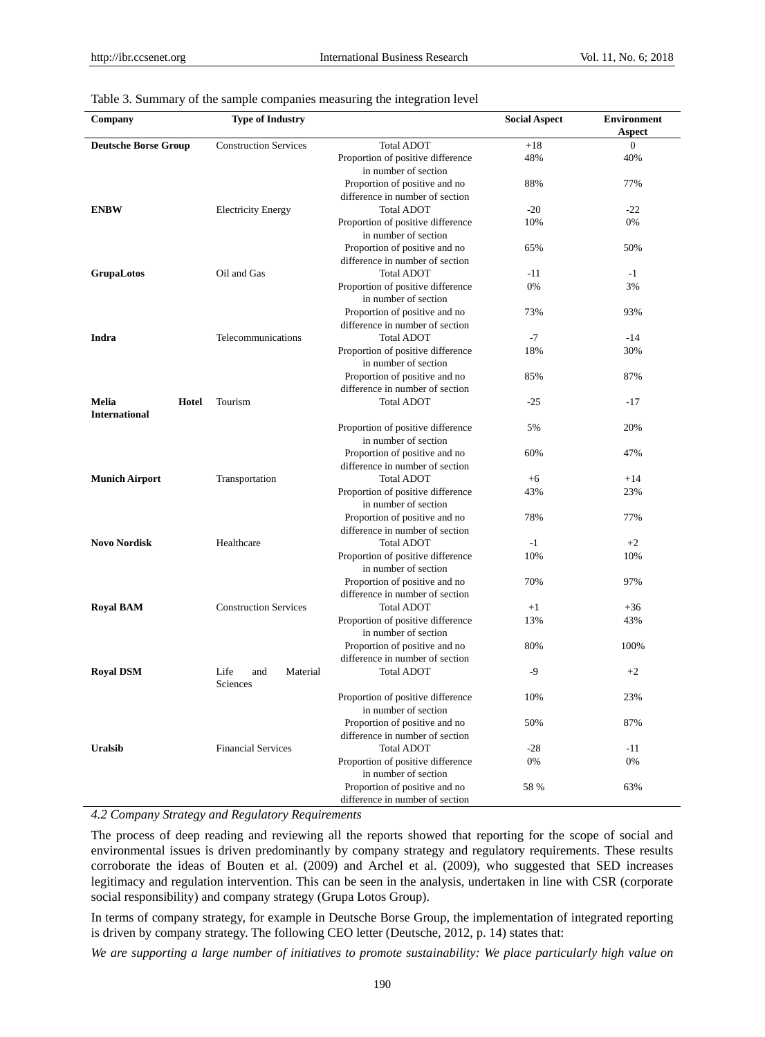Table 3. Summary of the sample companies measuring the integration level

| Company | Type of Industry | | Social Aspect | Environment Aspect |
|---|---|---|---|---|
| **Deutsche Borse Group** | Construction Services | Total ADOT | +18 | 0 |
| | | Proportion of positive difference in number of section | 48% | 40% |
| | | Proportion of positive and no difference in number of section | 88% | 77% |
| **ENBW** | Electricity Energy | Total ADOT | -20 | -22 |
| | | Proportion of positive difference in number of section | 10% | 0% |
| | | Proportion of positive and no difference in number of section | 65% | 50% |
| **GrupaLotos** | Oil and Gas | Total ADOT | -11 | -1 |
| | | Proportion of positive difference in number of section | 0% | 3% |
| | | Proportion of positive and no difference in number of section | 73% | 93% |
| **Indra** | Telecommunications | Total ADOT | -7 | -14 |
| | | Proportion of positive difference in number of section | 18% | 30% |
| | | Proportion of positive and no difference in number of section | 85% | 87% |
| **Melia Hotel International** | Tourism | Total ADOT | -25 | -17 |
| | | Proportion of positive difference in number of section | 5% | 20% |
| | | Proportion of positive and no difference in number of section | 60% | 47% |
| **Munich Airport** | Transportation | Total ADOT | +6 | +14 |
| | | Proportion of positive difference in number of section | 43% | 23% |
| | | Proportion of positive and no difference in number of section | 78% | 77% |
| **Novo Nordisk** | Healthcare | Total ADOT | -1 | +2 |
| | | Proportion of positive difference in number of section | 10% | 10% |
| | | Proportion of positive and no difference in number of section | 70% | 97% |
| **Royal BAM** | Construction Services | Total ADOT | +1 | +36 |
| | | Proportion of positive difference in number of section | 13% | 43% |
| | | Proportion of positive and no difference in number of section | 80% | 100% |
| **Royal DSM** | Life and Material Sciences | Total ADOT | -9 | +2 |
| | | Proportion of positive difference in number of section | 10% | 23% |
| | | Proportion of positive and no difference in number of section | 50% | 87% |
| **Uralsib** | Financial Services | Total ADOT | -28 | -11 |
| | | Proportion of positive difference in number of section | 0% | 0% |
| | | Proportion of positive and no difference in number of section | 58 % | 63% |

### *4.2 Company Strategy and Regulatory Requirements*

The process of deep reading and reviewing all the reports showed that reporting for the scope of social and environmental issues is driven predominantly by company strategy and regulatory requirements. These results corroborate the ideas of Bouten et al. (2009) and Archel et al. (2009), who suggested that SED increases legitimacy and regulation intervention. This can be seen in the analysis, undertaken in line with CSR (corporate social responsibility) and company strategy (Grupa Lotos Group).

In terms of company strategy, for example in Deutsche Borse Group, the implementation of integrated reporting is driven by company strategy. The following CEO letter (Deutsche, 2012, p. 14) states that:

*We are supporting a large number of initiatives to promote sustainability: We place particularly high value on*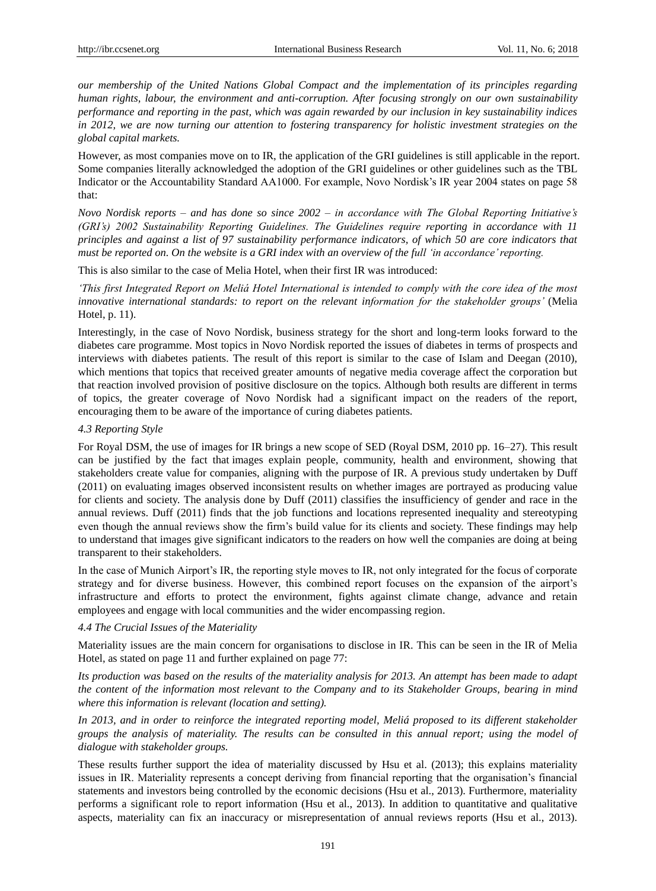*our membership of the United Nations Global Compact and the implementation of its principles regarding human rights, labour, the environment and anti-corruption. After focusing strongly on our own sustainability performance and reporting in the past, which was again rewarded by our inclusion in key sustainability indices in 2012, we are now turning our attention to fostering transparency for holistic investment strategies on the global capital markets.*

However, as most companies move on to IR, the application of the GRI guidelines is still applicable in the report. Some companies literally acknowledged the adoption of the GRI guidelines or other guidelines such as the TBL Indicator or the Accountability Standard AA1000. For example, Novo Nordisk's IR year 2004 states on page 58 that:

*Novo Nordisk reports – and has done so since 2002 – in accordance with The Global Reporting Initiative's (GRI's) 2002 Sustainability Reporting Guidelines. The Guidelines require reporting in accordance with 11 principles and against a list of 97 sustainability performance indicators, of which 50 are core indicators that must be reported on. On the website is a GRI index with an overview of the full 'in accordance' reporting.*

This is also similar to the case of Melia Hotel, when their first IR was introduced:

*'This first Integrated Report on Meliá Hotel International is intended to comply with the core idea of the most innovative international standards: to report on the relevant information for the stakeholder groups'* (Melia Hotel, p. 11).

Interestingly, in the case of Novo Nordisk, business strategy for the short and long-term looks forward to the diabetes care programme. Most topics in Novo Nordisk reported the issues of diabetes in terms of prospects and interviews with diabetes patients. The result of this report is similar to the case of Islam and Deegan (2010), which mentions that topics that received greater amounts of negative media coverage affect the corporation but that reaction involved provision of positive disclosure on the topics. Although both results are different in terms of topics, the greater coverage of Novo Nordisk had a significant impact on the readers of the report, encouraging them to be aware of the importance of curing diabetes patients.

### *4.3 Reporting Style*

For Royal DSM, the use of images for IR brings a new scope of SED (Royal DSM, 2010 pp. 16–27). This result can be justified by the fact that images explain people, community, health and environment, showing that stakeholders create value for companies, aligning with the purpose of IR. A previous study undertaken by Duff (2011) on evaluating images observed inconsistent results on whether images are portrayed as producing value for clients and society. The analysis done by Duff (2011) classifies the insufficiency of gender and race in the annual reviews. Duff (2011) finds that the job functions and locations represented inequality and stereotyping even though the annual reviews show the firm's build value for its clients and society. These findings may help to understand that images give significant indicators to the readers on how well the companies are doing at being transparent to their stakeholders.

In the case of Munich Airport's IR, the reporting style moves to IR, not only integrated for the focus of corporate strategy and for diverse business. However, this combined report focuses on the expansion of the airport's infrastructure and efforts to protect the environment, fights against climate change, advance and retain employees and engage with local communities and the wider encompassing region.

### *4.4 The Crucial Issues of the Materiality*

Materiality issues are the main concern for organisations to disclose in IR. This can be seen in the IR of Melia Hotel, as stated on page 11 and further explained on page 77:

*Its production was based on the results of the materiality analysis for 2013. An attempt has been made to adapt the content of the information most relevant to the Company and to its Stakeholder Groups, bearing in mind where this information is relevant (location and setting).*

*In 2013, and in order to reinforce the integrated reporting model, Meliá proposed to its different stakeholder groups the analysis of materiality. The results can be consulted in this annual report; using the model of dialogue with stakeholder groups.*

These results further support the idea of materiality discussed by Hsu et al. (2013); this explains materiality issues in IR. Materiality represents a concept deriving from financial reporting that the organisation's financial statements and investors being controlled by the economic decisions (Hsu et al., 2013). Furthermore, materiality performs a significant role to report information (Hsu et al., 2013). In addition to quantitative and qualitative aspects, materiality can fix an inaccuracy or misrepresentation of annual reviews reports (Hsu et al., 2013).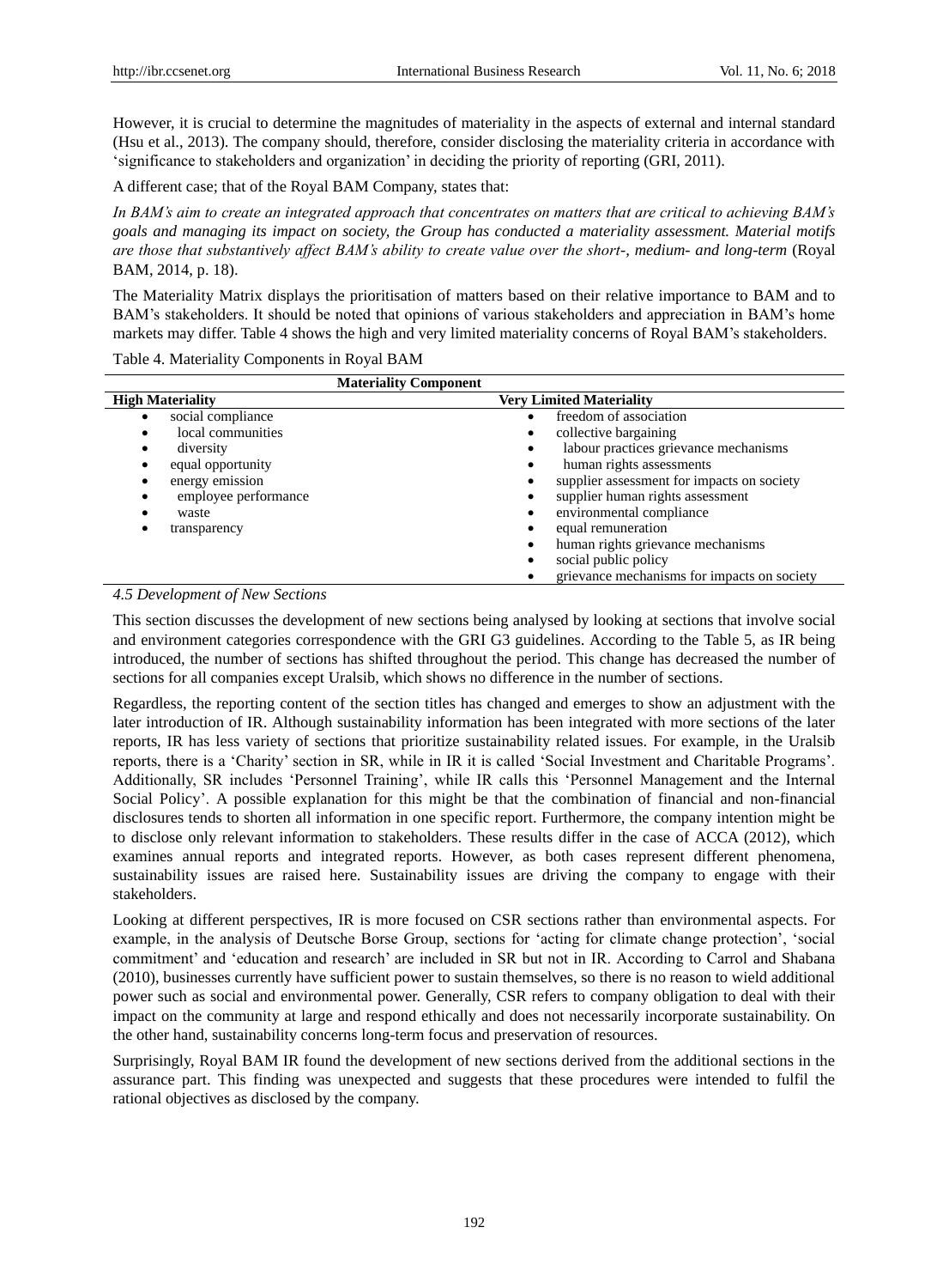However, it is crucial to determine the magnitudes of materiality in the aspects of external and internal standard (Hsu et al., 2013). The company should, therefore, consider disclosing the materiality criteria in accordance with 'significance to stakeholders and organization' in deciding the priority of reporting (GRI, 2011).

A different case; that of the Royal BAM Company, states that:

*In BAM's aim to create an integrated approach that concentrates on matters that are critical to achieving BAM's goals and managing its impact on society, the Group has conducted a materiality assessment. Material motifs are those that substantively affect BAM's ability to create value over the short-, medium- and long-term* (Royal BAM, 2014, p. 18).

The Materiality Matrix displays the prioritisation of matters based on their relative importance to BAM and to BAM's stakeholders. It should be noted that opinions of various stakeholders and appreciation in BAM's home markets may differ. Table 4 shows the high and very limited materiality concerns of Royal BAM's stakeholders.

Table 4. Materiality Components in Royal BAM

| **Materiality Component** | |
|---|---|
| **High Materiality** | **Very Limited Materiality** |
| • social compliance | • freedom of association |
| • local communities | • collective bargaining |
| • diversity | • labour practices grievance mechanisms |
| • equal opportunity | • human rights assessments |
| • energy emission | • supplier assessment for impacts on society |
| • employee performance | • supplier human rights assessment |
| • waste | • environmental compliance |
| • transparency | • equal remuneration |
| | • human rights grievance mechanisms |
| | • social public policy |
| | • grievance mechanisms for impacts on society |

### *4.5 Development of New Sections*

This section discusses the development of new sections being analysed by looking at sections that involve social and environment categories correspondence with the GRI G3 guidelines. According to the Table 5, as IR being introduced, the number of sections has shifted throughout the period. This change has decreased the number of sections for all companies except Uralsib, which shows no difference in the number of sections.

Regardless, the reporting content of the section titles has changed and emerges to show an adjustment with the later introduction of IR. Although sustainability information has been integrated with more sections of the later reports, IR has less variety of sections that prioritize sustainability related issues. For example, in the Uralsib reports, there is a 'Charity' section in SR, while in IR it is called 'Social Investment and Charitable Programs'. Additionally, SR includes 'Personnel Training', while IR calls this 'Personnel Management and the Internal Social Policy'. A possible explanation for this might be that the combination of financial and non-financial disclosures tends to shorten all information in one specific report. Furthermore, the company intention might be to disclose only relevant information to stakeholders. These results differ in the case of ACCA (2012), which examines annual reports and integrated reports. However, as both cases represent different phenomena, sustainability issues are raised here. Sustainability issues are driving the company to engage with their stakeholders.

Looking at different perspectives, IR is more focused on CSR sections rather than environmental aspects. For example, in the analysis of Deutsche Borse Group, sections for 'acting for climate change protection', 'social commitment' and 'education and research' are included in SR but not in IR. According to Carrol and Shabana (2010), businesses currently have sufficient power to sustain themselves, so there is no reason to wield additional power such as social and environmental power. Generally, CSR refers to company obligation to deal with their impact on the community at large and respond ethically and does not necessarily incorporate sustainability. On the other hand, sustainability concerns long-term focus and preservation of resources.

Surprisingly, Royal BAM IR found the development of new sections derived from the additional sections in the assurance part. This finding was unexpected and suggests that these procedures were intended to fulfil the rational objectives as disclosed by the company.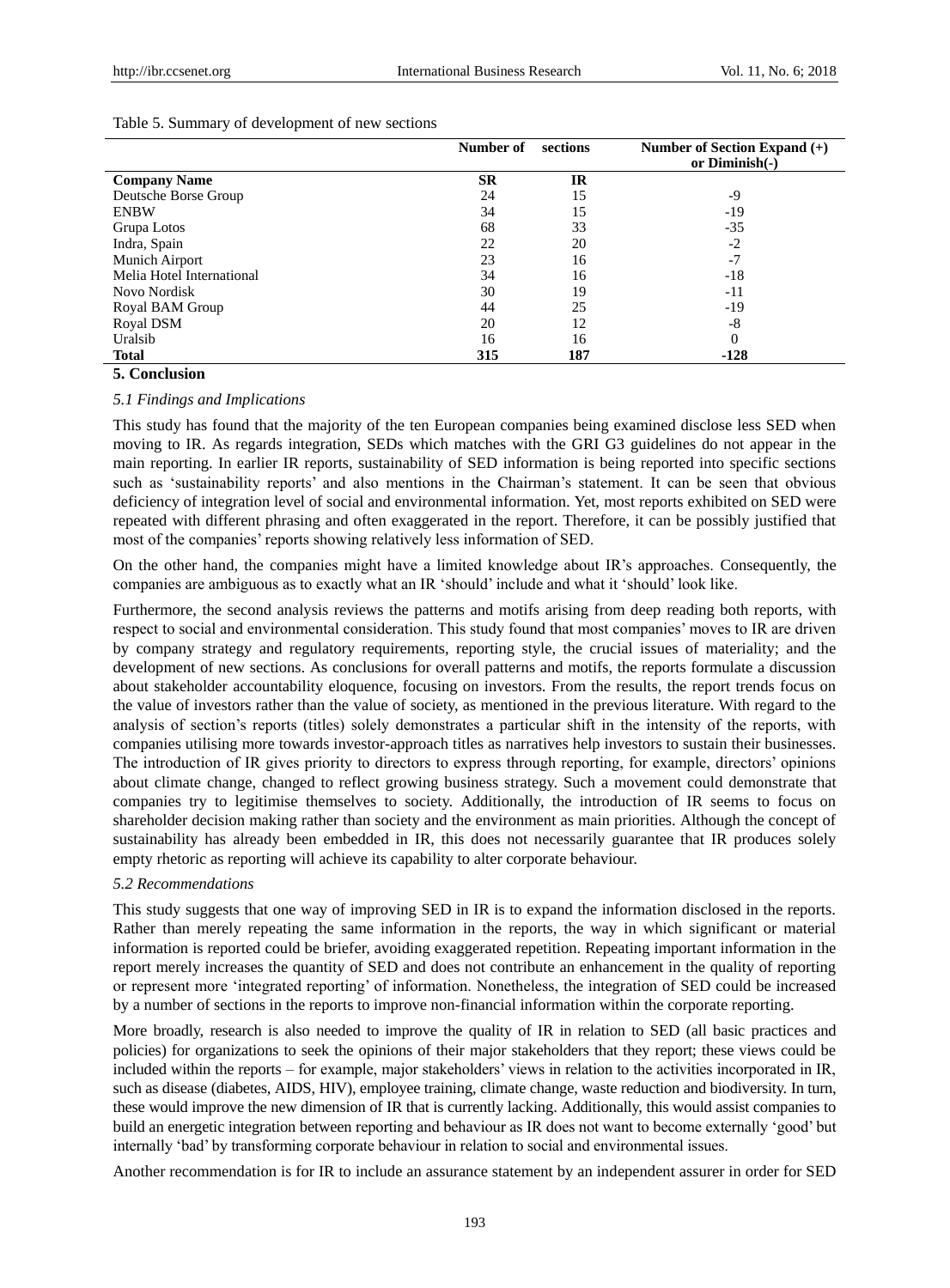Table 5. Summary of development of new sections

| | Number of sections | | Number of Section Expand (+) or Diminish(-) |
|---|---|---|---|
| **Company Name** | **SR** | **IR** | |
| Deutsche Borse Group | 24 | 15 | -9 |
| ENBW | 34 | 15 | -19 |
| Grupa Lotos | 68 | 33 | -35 |
| Indra, Spain | 22 | 20 | -2 |
| Munich Airport | 23 | 16 | -7 |
| Melia Hotel International | 34 | 16 | -18 |
| Novo Nordisk | 30 | 19 | -11 |
| Royal BAM Group | 44 | 25 | -19 |
| Royal DSM | 20 | 12 | -8 |
| Uralsib | 16 | 16 | 0 |
| **Total** | **315** | **187** | **-128** |

## 5. Conclusion

### *5.1 Findings and Implications*

This study has found that the majority of the ten European companies being examined disclose less SED when moving to IR. As regards integration, SEDs which matches with the GRI G3 guidelines do not appear in the main reporting. In earlier IR reports, sustainability of SED information is being reported into specific sections such as 'sustainability reports' and also mentions in the Chairman's statement. It can be seen that obvious deficiency of integration level of social and environmental information. Yet, most reports exhibited on SED were repeated with different phrasing and often exaggerated in the report. Therefore, it can be possibly justified that most of the companies' reports showing relatively less information of SED.

On the other hand, the companies might have a limited knowledge about IR's approaches. Consequently, the companies are ambiguous as to exactly what an IR 'should' include and what it 'should' look like.

Furthermore, the second analysis reviews the patterns and motifs arising from deep reading both reports, with respect to social and environmental consideration. This study found that most companies' moves to IR are driven by company strategy and regulatory requirements, reporting style, the crucial issues of materiality; and the development of new sections. As conclusions for overall patterns and motifs, the reports formulate a discussion about stakeholder accountability eloquence, focusing on investors. From the results, the report trends focus on the value of investors rather than the value of society, as mentioned in the previous literature. With regard to the analysis of section's reports (titles) solely demonstrates a particular shift in the intensity of the reports, with companies utilising more towards investor-approach titles as narratives help investors to sustain their businesses. The introduction of IR gives priority to directors to express through reporting, for example, directors' opinions about climate change, changed to reflect growing business strategy. Such a movement could demonstrate that companies try to legitimise themselves to society. Additionally, the introduction of IR seems to focus on shareholder decision making rather than society and the environment as main priorities. Although the concept of sustainability has already been embedded in IR, this does not necessarily guarantee that IR produces solely empty rhetoric as reporting will achieve its capability to alter corporate behaviour.

### *5.2 Recommendations*

This study suggests that one way of improving SED in IR is to expand the information disclosed in the reports. Rather than merely repeating the same information in the reports, the way in which significant or material information is reported could be briefer, avoiding exaggerated repetition. Repeating important information in the report merely increases the quantity of SED and does not contribute an enhancement in the quality of reporting or represent more 'integrated reporting' of information. Nonetheless, the integration of SED could be increased by a number of sections in the reports to improve non-financial information within the corporate reporting.

More broadly, research is also needed to improve the quality of IR in relation to SED (all basic practices and policies) for organizations to seek the opinions of their major stakeholders that they report; these views could be included within the reports – for example, major stakeholders' views in relation to the activities incorporated in IR, such as disease (diabetes, AIDS, HIV), employee training, climate change, waste reduction and biodiversity. In turn, these would improve the new dimension of IR that is currently lacking. Additionally, this would assist companies to build an energetic integration between reporting and behaviour as IR does not want to become externally 'good' but internally 'bad' by transforming corporate behaviour in relation to social and environmental issues.

Another recommendation is for IR to include an assurance statement by an independent assurer in order for SED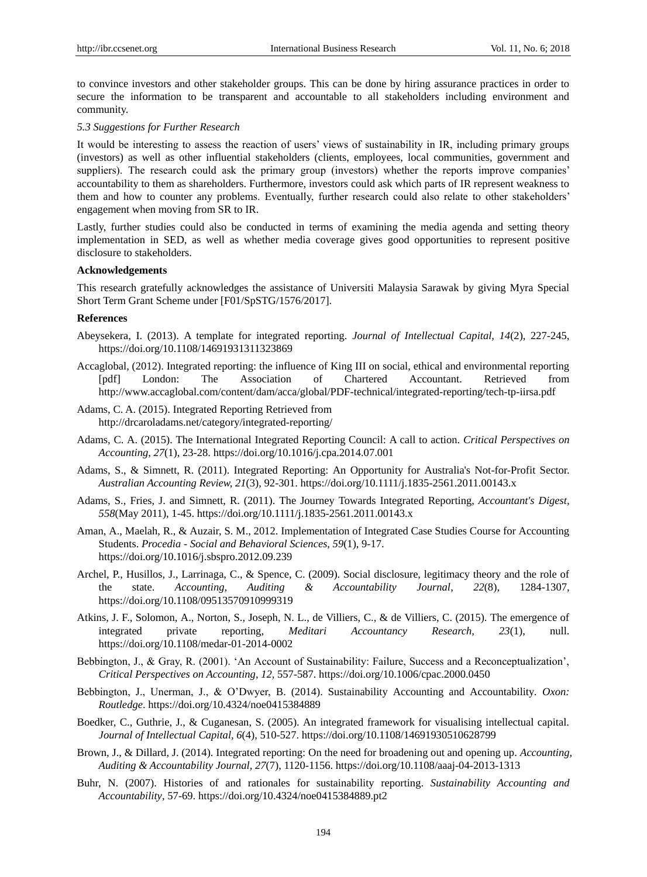to convince investors and other stakeholder groups. This can be done by hiring assurance practices in order to secure the information to be transparent and accountable to all stakeholders including environment and community.

*5.3 Suggestions for Further Research*

It would be interesting to assess the reaction of users' views of sustainability in IR, including primary groups (investors) as well as other influential stakeholders (clients, employees, local communities, government and suppliers). The research could ask the primary group (investors) whether the reports improve companies' accountability to them as shareholders. Furthermore, investors could ask which parts of IR represent weakness to them and how to counter any problems. Eventually, further research could also relate to other stakeholders' engagement when moving from SR to IR.

Lastly, further studies could also be conducted in terms of examining the media agenda and setting theory implementation in SED, as well as whether media coverage gives good opportunities to represent positive disclosure to stakeholders.

**Acknowledgements**

This research gratefully acknowledges the assistance of Universiti Malaysia Sarawak by giving Myra Special Short Term Grant Scheme under [F01/SpSTG/1576/2017].

**References**

Abeysekera, I. (2013). A template for integrated reporting. *Journal of Intellectual Capital, 14*(2), 227-245, https://doi.org/10.1108/14691931311323869

Accaglobal, (2012). Integrated reporting: the influence of King III on social, ethical and environmental reporting [pdf] London: The Association of Chartered Accountant. Retrieved from http://www.accaglobal.com/content/dam/acca/global/PDF-technical/integrated-reporting/tech-tp-iirsa.pdf

Adams, C. A. (2015). Integrated Reporting Retrieved from http://drcaroladams.net/category/integrated-reporting/

Adams, C. A. (2015). The International Integrated Reporting Council: A call to action. *Critical Perspectives on Accounting, 27*(1), 23-28. https://doi.org/10.1016/j.cpa.2014.07.001

Adams, S., & Simnett, R. (2011). Integrated Reporting: An Opportunity for Australia's Not-for-Profit Sector. *Australian Accounting Review, 21*(3), 92-301. https://doi.org/10.1111/j.1835-2561.2011.00143.x

Adams, S., Fries, J. and Simnett, R. (2011). The Journey Towards Integrated Reporting, *Accountant's Digest, 558*(May 2011), 1-45. https://doi.org/10.1111/j.1835-2561.2011.00143.x

Aman, A., Maelah, R., & Auzair, S. M., 2012. Implementation of Integrated Case Studies Course for Accounting Students. *Procedia - Social and Behavioral Sciences, 59*(1), 9-17. https://doi.org/10.1016/j.sbspro.2012.09.239

Archel, P., Husillos, J., Larrinaga, C., & Spence, C. (2009). Social disclosure, legitimacy theory and the role of the state. *Accounting, Auditing & Accountability Journal*, *22*(8), 1284-1307, https://doi.org/10.1108/09513570910999319

Atkins, J. F., Solomon, A., Norton, S., Joseph, N. L., de Villiers, C., & de Villiers, C. (2015). The emergence of integrated private reporting, *Meditari Accountancy Research, 23*(1), null. https://doi.org/10.1108/medar-01-2014-0002

Bebbington, J., & Gray, R. (2001). 'An Account of Sustainability: Failure, Success and a Reconceptualization', *Critical Perspectives on Accounting*, *12*, 557-587. https://doi.org/10.1006/cpac.2000.0450

Bebbington, J., Unerman, J., & O'Dwyer, B. (2014). Sustainability Accounting and Accountability. *Oxon: Routledge*. https://doi.org/10.4324/noe0415384889

Boedker, C., Guthrie, J., & Cuganesan, S. (2005). An integrated framework for visualising intellectual capital. *Journal of Intellectual Capital, 6*(4), 510-527. https://doi.org/10.1108/14691930510628799

Brown, J., & Dillard, J. (2014). Integrated reporting: On the need for broadening out and opening up. *Accounting, Auditing & Accountability Journal, 27*(7), 1120-1156. https://doi.org/10.1108/aaaj-04-2013-1313

Buhr, N. (2007). Histories of and rationales for sustainability reporting. *Sustainability Accounting and Accountability*, 57-69. https://doi.org/10.4324/noe0415384889.pt2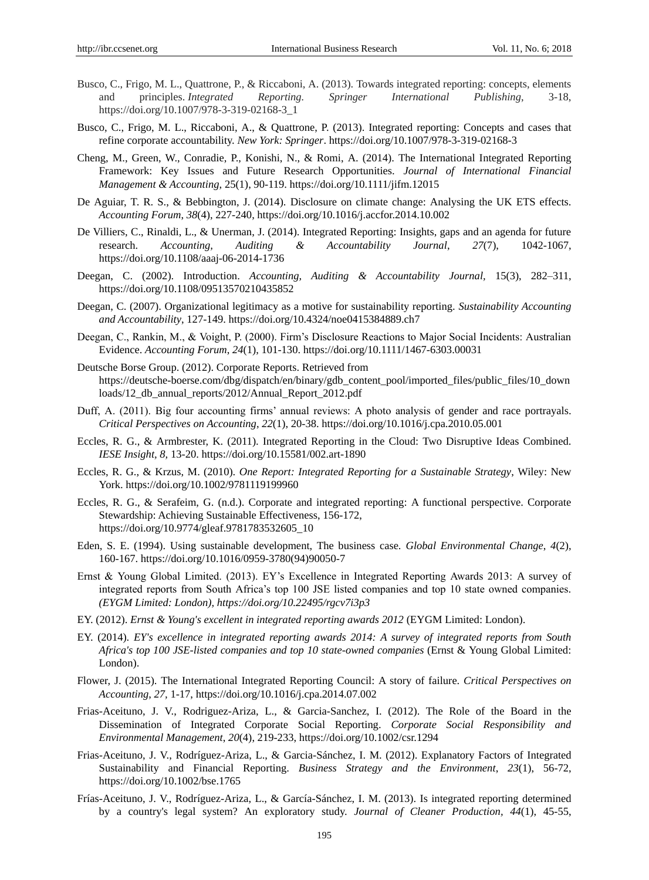Busco, C., Frigo, M. L., Quattrone, P., & Riccaboni, A. (2013). Towards integrated reporting: concepts, elements and principles. *Integrated Reporting. Springer International Publishing*, 3-18, https://doi.org/10.1007/978-3-319-02168-3_1

Busco, C., Frigo, M. L., Riccaboni, A., & Quattrone, P. (2013). Integrated reporting: Concepts and cases that refine corporate accountability. *New York: Springer*. https://doi.org/10.1007/978-3-319-02168-3

Cheng, M., Green, W., Conradie, P., Konishi, N., & Romi, A. (2014). The International Integrated Reporting Framework: Key Issues and Future Research Opportunities. *Journal of International Financial Management & Accounting*, 25(1), 90-119. https://doi.org/10.1111/jifm.12015

De Aguiar, T. R. S., & Bebbington, J. (2014). Disclosure on climate change: Analysing the UK ETS effects. *Accounting Forum*, *38*(4), 227-240, https://doi.org/10.1016/j.accfor.2014.10.002

De Villiers, C., Rinaldi, L., & Unerman, J. (2014). Integrated Reporting: Insights, gaps and an agenda for future research. *Accounting, Auditing & Accountability Journal*, *27*(7), 1042-1067, https://doi.org/10.1108/aaaj-06-2014-1736

Deegan, C. (2002). Introduction. *Accounting, Auditing & Accountability Journal,* 15(3), 282–311, https://doi.org/10.1108/09513570210435852

Deegan, C. (2007). Organizational legitimacy as a motive for sustainability reporting. *Sustainability Accounting and Accountability*, 127-149. https://doi.org/10.4324/noe0415384889.ch7

Deegan, C., Rankin, M., & Voight, P. (2000). Firm's Disclosure Reactions to Major Social Incidents: Australian Evidence. *Accounting Forum*, *24*(1), 101-130. https://doi.org/10.1111/1467-6303.00031

Deutsche Borse Group. (2012). Corporate Reports. Retrieved from https://deutsche-boerse.com/dbg/dispatch/en/binary/gdb_content_pool/imported_files/public_files/10_downloads/12_db_annual_reports/2012/Annual_Report_2012.pdf

Duff, A. (2011). Big four accounting firms' annual reviews: A photo analysis of gender and race portrayals. *Critical Perspectives on Accounting*, *22*(1), 20-38. https://doi.org/10.1016/j.cpa.2010.05.001

Eccles, R. G., & Armbrester, K. (2011). Integrated Reporting in the Cloud: Two Disruptive Ideas Combined. *IESE Insight*, *8,* 13-20. https://doi.org/10.15581/002.art-1890

Eccles, R. G., & Krzus, M. (2010). *One Report: Integrated Reporting for a Sustainable Strategy*, Wiley: New York. https://doi.org/10.1002/9781119199960

Eccles, R. G., & Serafeim, G. (n.d.). Corporate and integrated reporting: A functional perspective. Corporate Stewardship: Achieving Sustainable Effectiveness, 156-172, https://doi.org/10.9774/gleaf.9781783532605_10

Eden, S. E. (1994). Using sustainable development, The business case. *Global Environmental Change*, *4*(2), 160-167. https://doi.org/10.1016/0959-3780(94)90050-7

Ernst & Young Global Limited. (2013). EY's Excellence in Integrated Reporting Awards 2013: A survey of integrated reports from South Africa's top 100 JSE listed companies and top 10 state owned companies. *(EYGM Limited: London), https://doi.org/10.22495/rgcv7i3p3*

EY. (2012). *Ernst & Young's excellent in integrated reporting awards 2012* (EYGM Limited: London).

EY. (2014). *EY's excellence in integrated reporting awards 2014: A survey of integrated reports from South Africa's top 100 JSE-listed companies and top 10 state-owned companies* (Ernst & Young Global Limited: London).

Flower, J. (2015). The International Integrated Reporting Council: A story of failure. *Critical Perspectives on Accounting*, *27,* 1-17, https://doi.org/10.1016/j.cpa.2014.07.002

Frias-Aceituno, J. V., Rodriguez-Ariza, L., & Garcia-Sanchez, I. (2012). The Role of the Board in the Dissemination of Integrated Corporate Social Reporting. *Corporate Social Responsibility and Environmental Management*, *20*(4), 219-233, https://doi.org/10.1002/csr.1294

Frias-Aceituno, J. V., Rodríguez-Ariza, L., & Garcia-Sánchez, I. M. (2012). Explanatory Factors of Integrated Sustainability and Financial Reporting. *Business Strategy and the Environment*, *23*(1), 56-72, https://doi.org/10.1002/bse.1765

Frías-Aceituno, J. V., Rodríguez-Ariza, L., & García-Sánchez, I. M. (2013). Is integrated reporting determined by a country's legal system? An exploratory study. *Journal of Cleaner Production*, *44*(1), 45-55,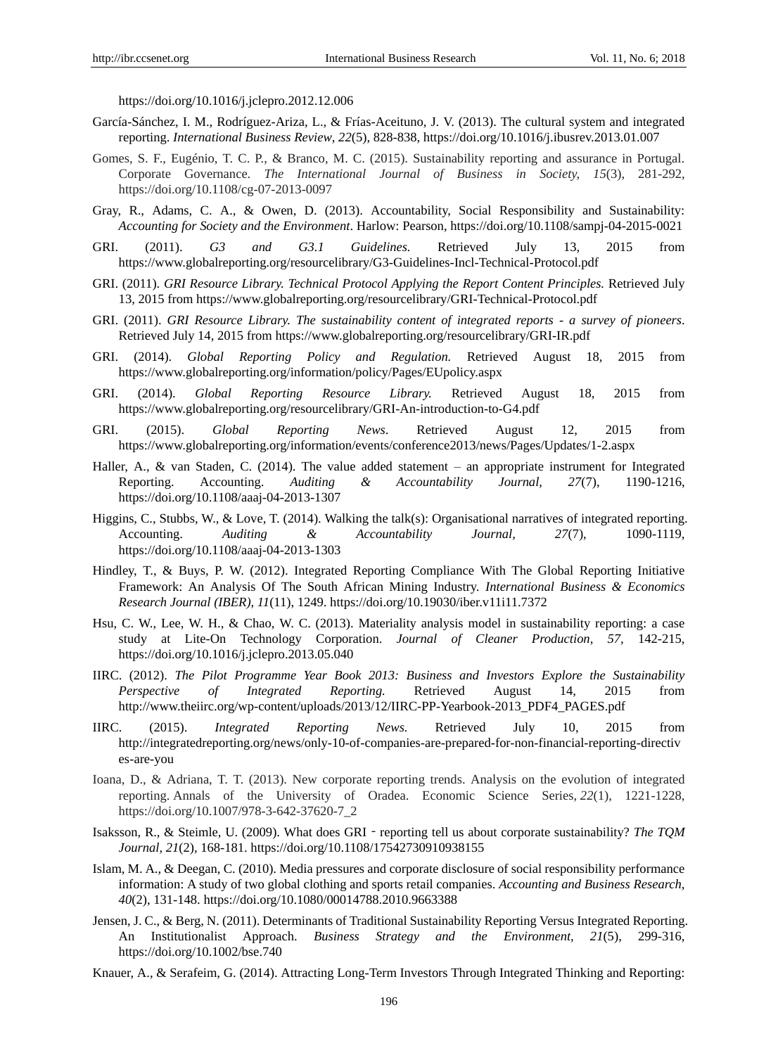https://doi.org/10.1016/j.jclepro.2012.12.006

García-Sánchez, I. M., Rodríguez-Ariza, L., & Frías-Aceituno, J. V. (2013). The cultural system and integrated reporting. *International Business Review*, *22*(5), 828-838, https://doi.org/10.1016/j.ibusrev.2013.01.007

Gomes, S. F., Eugénio, T. C. P., & Branco, M. C. (2015). Sustainability reporting and assurance in Portugal. Corporate Governance. *The International Journal of Business in Society, 15*(3), 281-292, https://doi.org/10.1108/cg-07-2013-0097

Gray, R., Adams, C. A., & Owen, D. (2013). Accountability, Social Responsibility and Sustainability: *Accounting for Society and the Environment*. Harlow: Pearson, https://doi.org/10.1108/sampj-04-2015-0021

GRI. (2011). *G3 and G3.1 Guidelines.* Retrieved July 13, 2015 from https://www.globalreporting.org/resourcelibrary/G3-Guidelines-Incl-Technical-Protocol.pdf

GRI. (2011). *GRI Resource Library. Technical Protocol Applying the Report Content Principles.* Retrieved July 13, 2015 from https://www.globalreporting.org/resourcelibrary/GRI-Technical-Protocol.pdf

GRI. (2011). *GRI Resource Library. The sustainability content of integrated reports - a survey of pioneers*. Retrieved July 14, 2015 from https://www.globalreporting.org/resourcelibrary/GRI-IR.pdf

GRI. (2014). *Global Reporting Policy and Regulation.* Retrieved August 18, 2015 from https://www.globalreporting.org/information/policy/Pages/EUpolicy.aspx

GRI. (2014). *Global Reporting Resource Library.* Retrieved August 18, 2015 from https://www.globalreporting.org/resourcelibrary/GRI-An-introduction-to-G4.pdf

GRI. (2015). *Global Reporting News*. Retrieved August 12, 2015 from https://www.globalreporting.org/information/events/conference2013/news/Pages/Updates/1-2.aspx

Haller, A., & van Staden, C. (2014). The value added statement – an appropriate instrument for Integrated Reporting. Accounting. *Auditing & Accountability Journal, 27*(7), 1190-1216, https://doi.org/10.1108/aaaj-04-2013-1307

Higgins, C., Stubbs, W., & Love, T. (2014). Walking the talk(s): Organisational narratives of integrated reporting. Accounting. *Auditing & Accountability Journal, 27*(7), 1090-1119, https://doi.org/10.1108/aaaj-04-2013-1303

Hindley, T., & Buys, P. W. (2012). Integrated Reporting Compliance With The Global Reporting Initiative Framework: An Analysis Of The South African Mining Industry. *International Business & Economics Research Journal (IBER), 11*(11), 1249. https://doi.org/10.19030/iber.v11i11.7372

Hsu, C. W., Lee, W. H., & Chao, W. C. (2013). Materiality analysis model in sustainability reporting: a case study at Lite-On Technology Corporation. *Journal of Cleaner Production*, *57,* 142-215, https://doi.org/10.1016/j.jclepro.2013.05.040

IIRC. (2012). *The Pilot Programme Year Book 2013: Business and Investors Explore the Sustainability Perspective of Integrated Reporting.* Retrieved August 14, 2015 from http://www.theiirc.org/wp-content/uploads/2013/12/IIRC-PP-Yearbook-2013_PDF4_PAGES.pdf

IIRC. (2015). *Integrated Reporting News.* Retrieved July 10, 2015 from http://integratedreporting.org/news/only-10-of-companies-are-prepared-for-non-financial-reporting-directives-are-you

Ioana, D., & Adriana, T. T. (2013). New corporate reporting trends. Analysis on the evolution of integrated reporting. Annals of the University of Oradea. Economic Science Series, *22*(1), 1221-1228, https://doi.org/10.1007/978-3-642-37620-7_2

Isaksson, R., & Steimle, U. (2009). What does GRI‐reporting tell us about corporate sustainability? *The TQM Journal, 21*(2), 168-181. https://doi.org/10.1108/17542730910938155

Islam, M. A., & Deegan, C. (2010). Media pressures and corporate disclosure of social responsibility performance information: A study of two global clothing and sports retail companies. *Accounting and Business Research, 40*(2), 131-148. https://doi.org/10.1080/00014788.2010.9663388

Jensen, J. C., & Berg, N. (2011). Determinants of Traditional Sustainability Reporting Versus Integrated Reporting. An Institutionalist Approach. *Business Strategy and the Environment, 21*(5), 299-316, https://doi.org/10.1002/bse.740

Knauer, A., & Serafeim, G. (2014). Attracting Long-Term Investors Through Integrated Thinking and Reporting: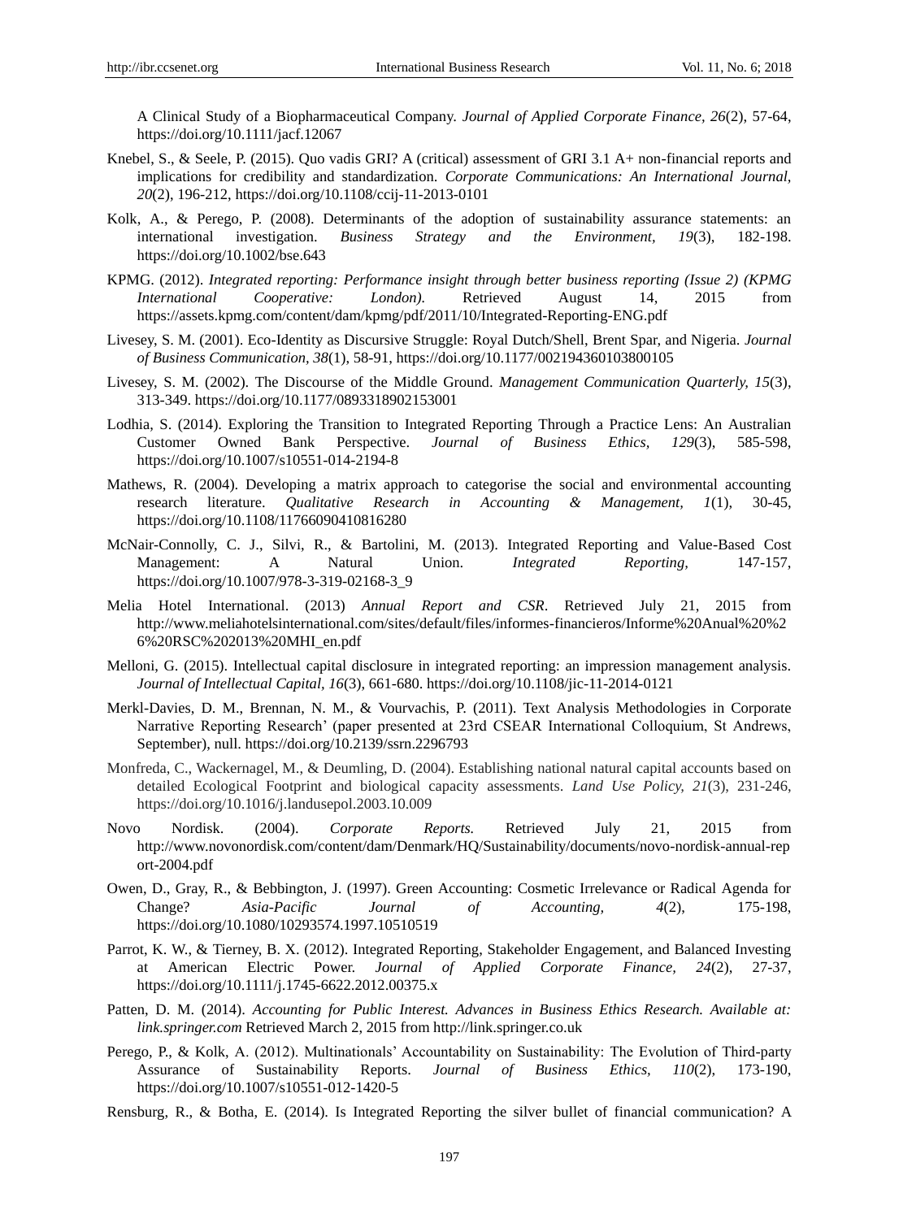A Clinical Study of a Biopharmaceutical Company. *Journal of Applied Corporate Finance, 26*(2), 57-64, https://doi.org/10.1111/jacf.12067

Knebel, S., & Seele, P. (2015). Quo vadis GRI? A (critical) assessment of GRI 3.1 A+ non-financial reports and implications for credibility and standardization. *Corporate Communications: An International Journal, 20*(2), 196-212, https://doi.org/10.1108/ccij-11-2013-0101

Kolk, A., & Perego, P. (2008). Determinants of the adoption of sustainability assurance statements: an international investigation. *Business Strategy and the Environment, 19*(3), 182-198. https://doi.org/10.1002/bse.643

KPMG. (2012). *Integrated reporting: Performance insight through better business reporting (Issue 2) (KPMG International Cooperative: London).* Retrieved August 14, 2015 from https://assets.kpmg.com/content/dam/kpmg/pdf/2011/10/Integrated-Reporting-ENG.pdf

Livesey, S. M. (2001). Eco-Identity as Discursive Struggle: Royal Dutch/Shell, Brent Spar, and Nigeria. *Journal of Business Communication, 38*(1), 58-91, https://doi.org/10.1177/002194360103800105

Livesey, S. M. (2002). The Discourse of the Middle Ground. *Management Communication Quarterly, 15*(3), 313-349. https://doi.org/10.1177/0893318902153001

Lodhia, S. (2014). Exploring the Transition to Integrated Reporting Through a Practice Lens: An Australian Customer Owned Bank Perspective. *Journal of Business Ethics, 129*(3), 585-598, https://doi.org/10.1007/s10551-014-2194-8

Mathews, R. (2004). Developing a matrix approach to categorise the social and environmental accounting research literature. *Qualitative Research in Accounting & Management, 1*(1), 30-45, https://doi.org/10.1108/11766090410816280

McNair-Connolly, C. J., Silvi, R., & Bartolini, M. (2013). Integrated Reporting and Value-Based Cost Management: A Natural Union. *Integrated Reporting*, 147-157, https://doi.org/10.1007/978-3-319-02168-3_9

Melia Hotel International. (2013) *Annual Report and CSR*. Retrieved July 21, 2015 from http://www.meliahotelsinternational.com/sites/default/files/informes-financieros/Informe%20Anual%20%26%20RSC%202013%20MHI_en.pdf

Melloni, G. (2015). Intellectual capital disclosure in integrated reporting: an impression management analysis. *Journal of Intellectual Capital, 16*(3), 661-680. https://doi.org/10.1108/jic-11-2014-0121

Merkl-Davies, D. M., Brennan, N. M., & Vourvachis, P. (2011). Text Analysis Methodologies in Corporate Narrative Reporting Research' (paper presented at 23rd CSEAR International Colloquium, St Andrews, September), null. https://doi.org/10.2139/ssrn.2296793

Monfreda, C., Wackernagel, M., & Deumling, D. (2004). Establishing national natural capital accounts based on detailed Ecological Footprint and biological capacity assessments. *Land Use Policy, 21*(3), 231-246, https://doi.org/10.1016/j.landusepol.2003.10.009

Novo Nordisk. (2004). *Corporate Reports.* Retrieved July 21, 2015 from http://www.novonordisk.com/content/dam/Denmark/HQ/Sustainability/documents/novo-nordisk-annual-report-2004.pdf

Owen, D., Gray, R., & Bebbington, J. (1997). Green Accounting: Cosmetic Irrelevance or Radical Agenda for Change? *Asia-Pacific Journal of Accounting, 4*(2), 175-198, https://doi.org/10.1080/10293574.1997.10510519

Parrot, K. W., & Tierney, B. X. (2012). Integrated Reporting, Stakeholder Engagement, and Balanced Investing at American Electric Power. *Journal of Applied Corporate Finance, 24*(2), 27-37, https://doi.org/10.1111/j.1745-6622.2012.00375.x

Patten, D. M. (2014). *Accounting for Public Interest. Advances in Business Ethics Research. Available at: link.springer.com* Retrieved March 2, 2015 from http://link.springer.co.uk

Perego, P., & Kolk, A. (2012). Multinationals' Accountability on Sustainability: The Evolution of Third-party Assurance of Sustainability Reports. *Journal of Business Ethics, 110*(2), 173-190, https://doi.org/10.1007/s10551-012-1420-5

Rensburg, R., & Botha, E. (2014). Is Integrated Reporting the silver bullet of financial communication? A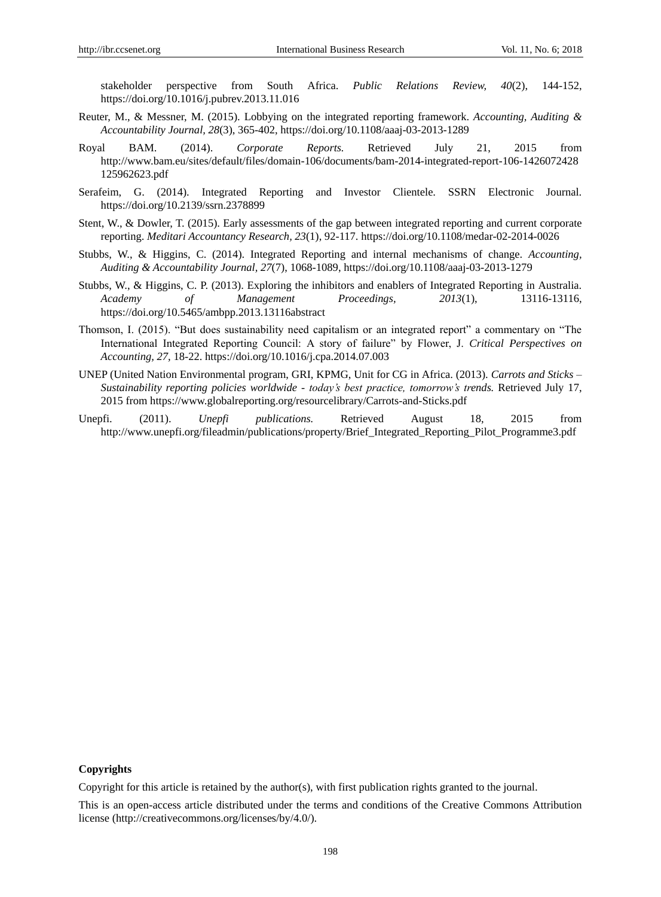stakeholder perspective from South Africa. *Public Relations Review, 40*(2), 144-152, https://doi.org/10.1016/j.pubrev.2013.11.016

Reuter, M., & Messner, M. (2015). Lobbying on the integrated reporting framework. *Accounting, Auditing & Accountability Journal, 28*(3), 365-402, https://doi.org/10.1108/aaaj-03-2013-1289

Royal BAM. (2014). *Corporate Reports.* Retrieved July 21, 2015 from http://www.bam.eu/sites/default/files/domain-106/documents/bam-2014-integrated-report-106-1426072428125962623.pdf

Serafeim, G. (2014). Integrated Reporting and Investor Clientele. SSRN Electronic Journal. https://doi.org/10.2139/ssrn.2378899

Stent, W., & Dowler, T. (2015). Early assessments of the gap between integrated reporting and current corporate reporting. *Meditari Accountancy Research, 23*(1), 92-117. https://doi.org/10.1108/medar-02-2014-0026

Stubbs, W., & Higgins, C. (2014). Integrated Reporting and internal mechanisms of change. *Accounting, Auditing & Accountability Journal, 27*(7), 1068-1089, https://doi.org/10.1108/aaaj-03-2013-1279

Stubbs, W., & Higgins, C. P. (2013). Exploring the inhibitors and enablers of Integrated Reporting in Australia. *Academy of Management Proceedings, 2013*(1), 13116-13116, https://doi.org/10.5465/ambpp.2013.13116abstract

Thomson, I. (2015). "But does sustainability need capitalism or an integrated report" a commentary on "The International Integrated Reporting Council: A story of failure" by Flower, J. *Critical Perspectives on Accounting, 27*, 18-22. https://doi.org/10.1016/j.cpa.2014.07.003

UNEP (United Nation Environmental program, GRI, KPMG, Unit for CG in Africa. (2013). *Carrots and Sticks – Sustainability reporting policies worldwide - today's best practice, tomorrow's trends.* Retrieved July 17, 2015 from https://www.globalreporting.org/resourcelibrary/Carrots-and-Sticks.pdf

Unepfi. (2011). *Unepfi publications.* Retrieved August 18, 2015 from http://www.unepfi.org/fileadmin/publications/property/Brief_Integrated_Reporting_Pilot_Programme3.pdf

**Copyrights**

Copyright for this article is retained by the author(s), with first publication rights granted to the journal.

This is an open-access article distributed under the terms and conditions of the Creative Commons Attribution license (http://creativecommons.org/licenses/by/4.0/).